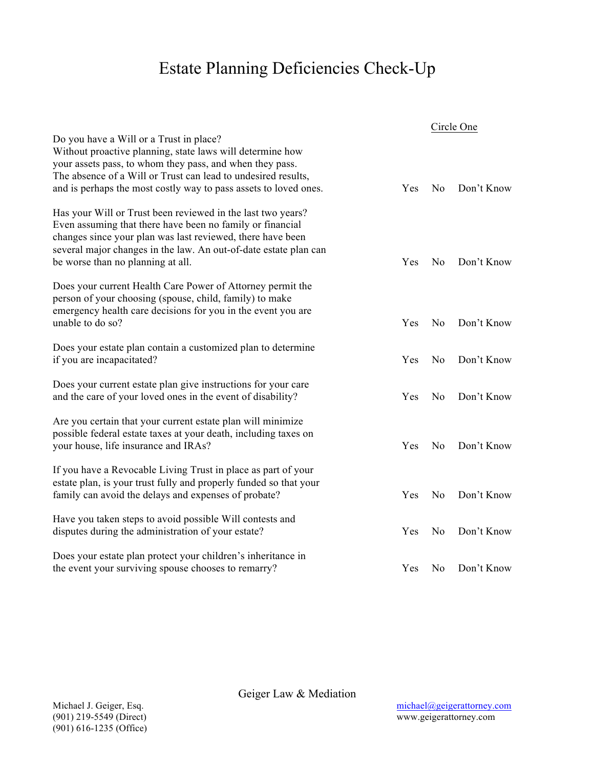# Estate Planning Deficiencies Check-Up

| | Circle One |
|---|---|
| Do you have a Will or a Trust in place? Without proactive planning, state laws will determine how your assets pass, to whom they pass, and when they pass. The absence of a Will or Trust can lead to undesired results, and is perhaps the most costly way to pass assets to loved ones. | Yes No Don't Know |
| Has your Will or Trust been reviewed in the last two years? Even assuming that there have been no family or financial changes since your plan was last reviewed, there have been several major changes in the law. An out-of-date estate plan can be worse than no planning at all. | Yes No Don't Know |
| Does your current Health Care Power of Attorney permit the person of your choosing (spouse, child, family) to make emergency health care decisions for you in the event you are unable to do so? | Yes No Don't Know |
| Does your estate plan contain a customized plan to determine if you are incapacitated? | Yes No Don't Know |
| Does your current estate plan give instructions for your care and the care of your loved ones in the event of disability? | Yes No Don't Know |
| Are you certain that your current estate plan will minimize possible federal estate taxes at your death, including taxes on your house, life insurance and IRAs? | Yes No Don't Know |
| If you have a Revocable Living Trust in place as part of your estate plan, is your trust fully and properly funded so that your family can avoid the delays and expenses of probate? | Yes No Don't Know |
| Have you taken steps to avoid possible Will contests and disputes during the administration of your estate? | Yes No Don't Know |
| Does your estate plan protect your children's inheritance in the event your surviving spouse chooses to remarry? | Yes No Don't Know |

Geiger Law & Mediation

Michael J. Geiger, Esq.
(901) 219-5549 (Direct)
(901) 616-1235 (Office)

michael@geigerattorney.com
www.geigerattorney.com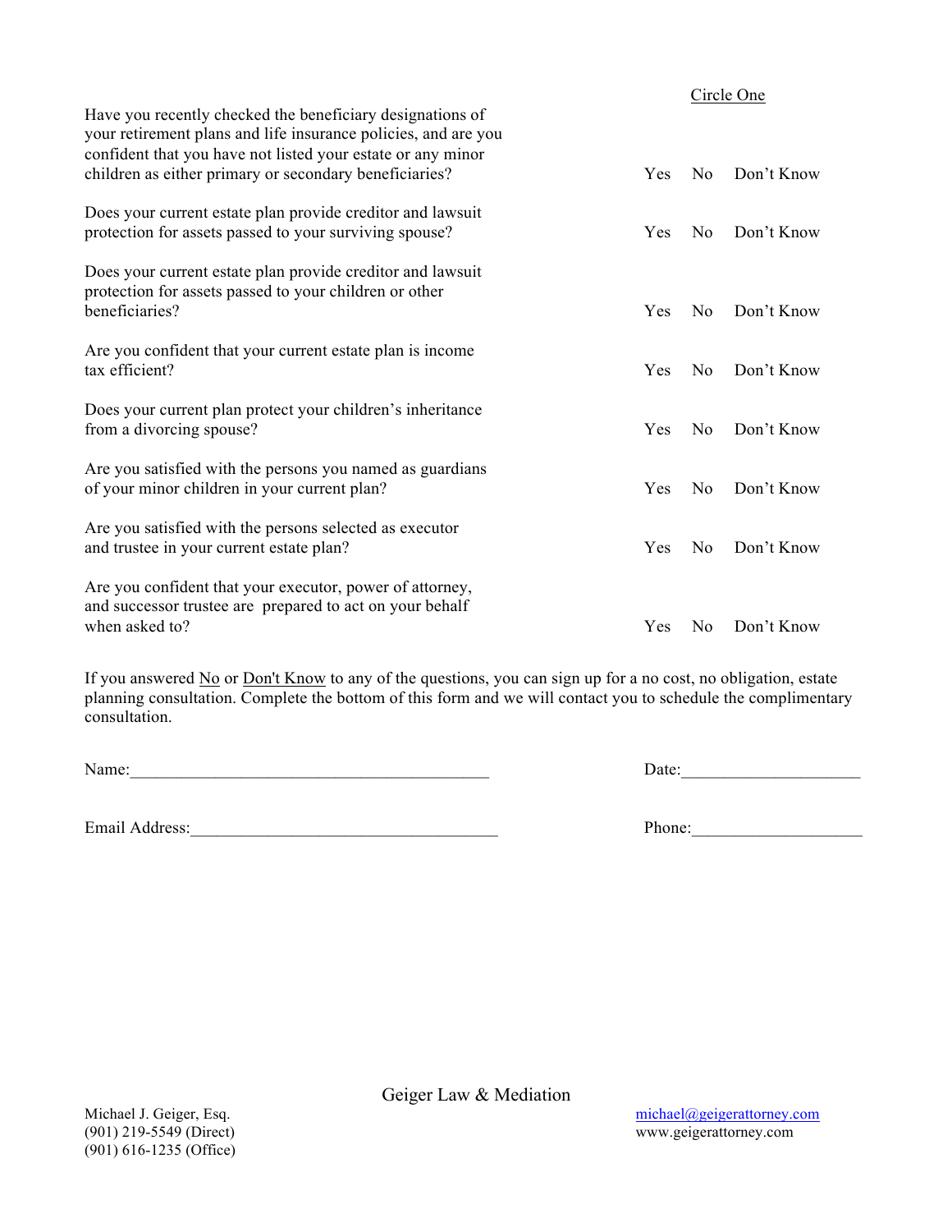| | Circle One |
|---|---|
| Have you recently checked the beneficiary designations of your retirement plans and life insurance policies, and are you confident that you have not listed your estate or any minor children as either primary or secondary beneficiaries? | Yes No Don't Know |
| Does your current estate plan provide creditor and lawsuit protection for assets passed to your surviving spouse? | Yes No Don't Know |
| Does your current estate plan provide creditor and lawsuit protection for assets passed to your children or other beneficiaries? | Yes No Don't Know |
| Are you confident that your current estate plan is income tax efficient? | Yes No Don't Know |
| Does your current plan protect your children's inheritance from a divorcing spouse? | Yes No Don't Know |
| Are you satisfied with the persons you named as guardians of your minor children in your current plan? | Yes No Don't Know |
| Are you satisfied with the persons selected as executor and trustee in your current estate plan? | Yes No Don't Know |
| Are you confident that your executor, power of attorney, and successor trustee are prepared to act on your behalf when asked to? | Yes No Don't Know |

If you answered No or Don't Know to any of the questions, you can sign up for a no cost, no obligation, estate planning consultation. Complete the bottom of this form and we will contact you to schedule the complimentary consultation.

Name:\_\_\_\_\_\_\_\_\_\_\_\_\_\_\_\_\_\_\_\_\_\_\_\_\_\_\_\_\_\_\_\_\_\_\_\_\_\_\_\_\_\_ Date:\_\_\_\_\_\_\_\_\_\_\_\_\_\_\_\_\_\_\_\_

Email Address:\_\_\_\_\_\_\_\_\_\_\_\_\_\_\_\_\_\_\_\_\_\_\_\_\_\_\_\_\_\_\_\_\_\_\_\_ Phone:\_\_\_\_\_\_\_\_\_\_\_\_\_\_\_\_\_\_\_

Geiger Law & Mediation

Michael J. Geiger, Esq.
(901) 219-5549 (Direct)
(901) 616-1235 (Office)

michael@geigerattorney.com
www.geigerattorney.com